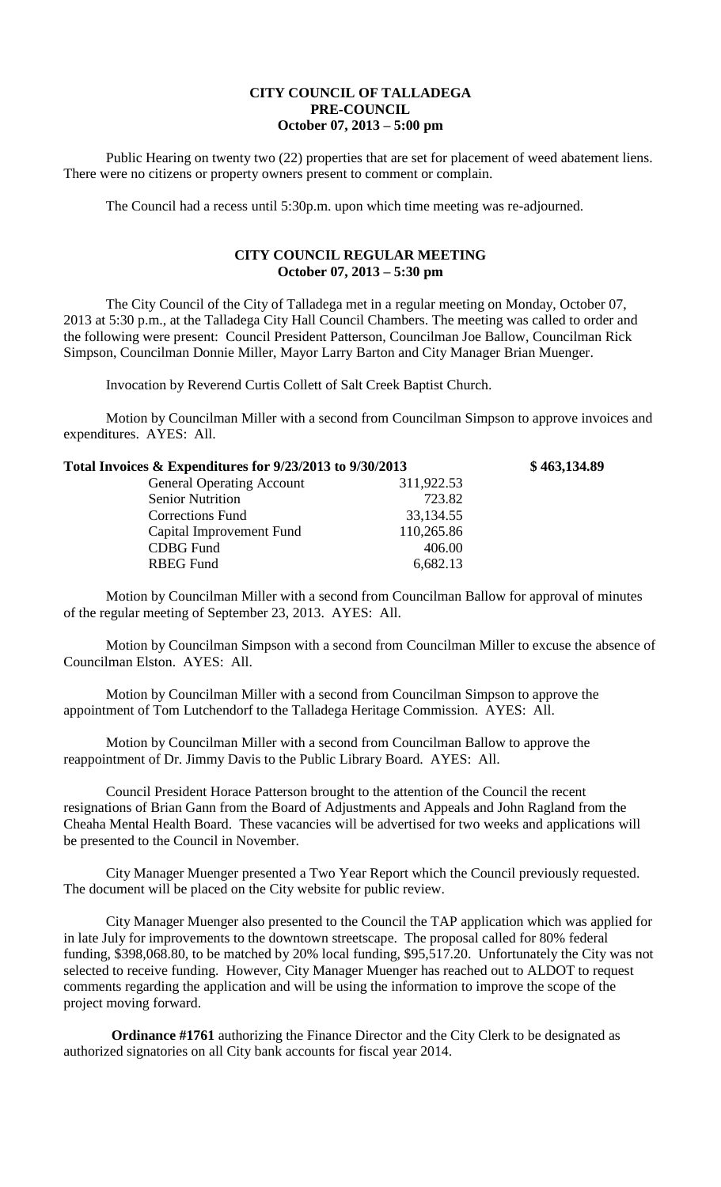# CITY COUNCIL OF TALLADEGA
## PRE-COUNCIL
### October 07, 2013 – 5:00 pm

Public Hearing on twenty two (22) properties that are set for placement of weed abatement liens. There were no citizens or property owners present to comment or complain.

The Council had a recess until 5:30p.m. upon which time meeting was re-adjourned.

## CITY COUNCIL REGULAR MEETING
### October 07, 2013 – 5:30 pm

The City Council of the City of Talladega met in a regular meeting on Monday, October 07, 2013 at 5:30 p.m., at the Talladega City Hall Council Chambers. The meeting was called to order and the following were present: Council President Patterson, Councilman Joe Ballow, Councilman Rick Simpson, Councilman Donnie Miller, Mayor Larry Barton and City Manager Brian Muenger.

Invocation by Reverend Curtis Collett of Salt Creek Baptist Church.

Motion by Councilman Miller with a second from Councilman Simpson to approve invoices and expenditures. AYES: All.

**Total Invoices & Expenditures for 9/23/2013 to 9/30/2013 $ 463,134.89**

| | |
|---|---|
| General Operating Account | 311,922.53 |
| Senior Nutrition | 723.82 |
| Corrections Fund | 33,134.55 |
| Capital Improvement Fund | 110,265.86 |
| CDBG Fund | 406.00 |
| RBEG Fund | 6,682.13 |

Motion by Councilman Miller with a second from Councilman Ballow for approval of minutes of the regular meeting of September 23, 2013. AYES: All.

Motion by Councilman Simpson with a second from Councilman Miller to excuse the absence of Councilman Elston. AYES: All.

Motion by Councilman Miller with a second from Councilman Simpson to approve the appointment of Tom Lutchendorf to the Talladega Heritage Commission. AYES: All.

Motion by Councilman Miller with a second from Councilman Ballow to approve the reappointment of Dr. Jimmy Davis to the Public Library Board. AYES: All.

Council President Horace Patterson brought to the attention of the Council the recent resignations of Brian Gann from the Board of Adjustments and Appeals and John Ragland from the Cheaha Mental Health Board. These vacancies will be advertised for two weeks and applications will be presented to the Council in November.

City Manager Muenger presented a Two Year Report which the Council previously requested. The document will be placed on the City website for public review.

City Manager Muenger also presented to the Council the TAP application which was applied for in late July for improvements to the downtown streetscape. The proposal called for 80% federal funding, \$398,068.80, to be matched by 20% local funding, \$95,517.20. Unfortunately the City was not selected to receive funding. However, City Manager Muenger has reached out to ALDOT to request comments regarding the application and will be using the information to improve the scope of the project moving forward.

**Ordinance #1761** authorizing the Finance Director and the City Clerk to be designated as authorized signatories on all City bank accounts for fiscal year 2014.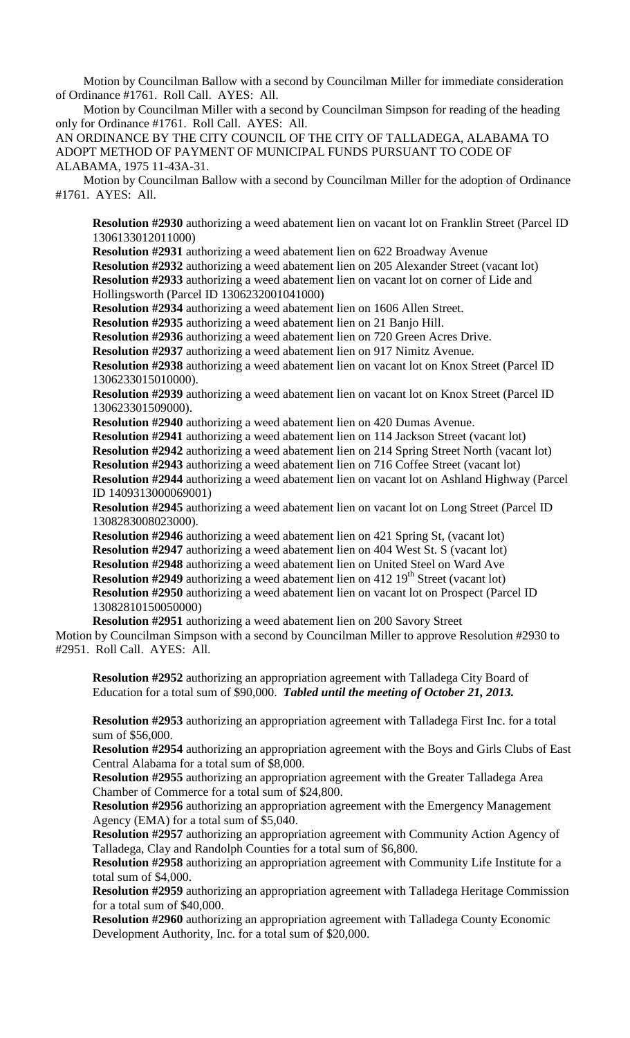Motion by Councilman Ballow with a second by Councilman Miller for immediate consideration of Ordinance #1761. Roll Call. AYES: All.

Motion by Councilman Miller with a second by Councilman Simpson for reading of the heading only for Ordinance #1761. Roll Call. AYES: All.

AN ORDINANCE BY THE CITY COUNCIL OF THE CITY OF TALLADEGA, ALABAMA TO ADOPT METHOD OF PAYMENT OF MUNICIPAL FUNDS PURSUANT TO CODE OF ALABAMA, 1975 11-43A-31.

Motion by Councilman Ballow with a second by Councilman Miller for the adoption of Ordinance #1761. AYES: All.

**Resolution #2930** authorizing a weed abatement lien on vacant lot on Franklin Street (Parcel ID 1306133012011000)
**Resolution #2931** authorizing a weed abatement lien on 622 Broadway Avenue
**Resolution #2932** authorizing a weed abatement lien on 205 Alexander Street (vacant lot)
**Resolution #2933** authorizing a weed abatement lien on vacant lot on corner of Lide and Hollingsworth (Parcel ID 1306232001041000)
**Resolution #2934** authorizing a weed abatement lien on 1606 Allen Street.
**Resolution #2935** authorizing a weed abatement lien on 21 Banjo Hill.
**Resolution #2936** authorizing a weed abatement lien on 720 Green Acres Drive.
**Resolution #2937** authorizing a weed abatement lien on 917 Nimitz Avenue.
**Resolution #2938** authorizing a weed abatement lien on vacant lot on Knox Street (Parcel ID 1306233015010000).
**Resolution #2939** authorizing a weed abatement lien on vacant lot on Knox Street (Parcel ID 130623301509000).
**Resolution #2940** authorizing a weed abatement lien on 420 Dumas Avenue.
**Resolution #2941** authorizing a weed abatement lien on 114 Jackson Street (vacant lot)
**Resolution #2942** authorizing a weed abatement lien on 214 Spring Street North (vacant lot)
**Resolution #2943** authorizing a weed abatement lien on 716 Coffee Street (vacant lot)
**Resolution #2944** authorizing a weed abatement lien on vacant lot on Ashland Highway (Parcel ID 1409313000069001)
**Resolution #2945** authorizing a weed abatement lien on vacant lot on Long Street (Parcel ID 1308283008023000).
**Resolution #2946** authorizing a weed abatement lien on 421 Spring St, (vacant lot)
**Resolution #2947** authorizing a weed abatement lien on 404 West St. S (vacant lot)
**Resolution #2948** authorizing a weed abatement lien on United Steel on Ward Ave
**Resolution #2949** authorizing a weed abatement lien on 412 19th Street (vacant lot)
**Resolution #2950** authorizing a weed abatement lien on vacant lot on Prospect (Parcel ID 13082810150050000)
**Resolution #2951** authorizing a weed abatement lien on 200 Savory Street

Motion by Councilman Simpson with a second by Councilman Miller to approve Resolution #2930 to #2951. Roll Call. AYES: All.

**Resolution #2952** authorizing an appropriation agreement with Talladega City Board of Education for a total sum of $90,000. ***Tabled until the meeting of October 21, 2013.***

**Resolution #2953** authorizing an appropriation agreement with Talladega First Inc. for a total sum of $56,000.
**Resolution #2954** authorizing an appropriation agreement with the Boys and Girls Clubs of East Central Alabama for a total sum of $8,000.
**Resolution #2955** authorizing an appropriation agreement with the Greater Talladega Area Chamber of Commerce for a total sum of $24,800.
**Resolution #2956** authorizing an appropriation agreement with the Emergency Management Agency (EMA) for a total sum of $5,040.
**Resolution #2957** authorizing an appropriation agreement with Community Action Agency of Talladega, Clay and Randolph Counties for a total sum of $6,800.
**Resolution #2958** authorizing an appropriation agreement with Community Life Institute for a total sum of $4,000.
**Resolution #2959** authorizing an appropriation agreement with Talladega Heritage Commission for a total sum of $40,000.
**Resolution #2960** authorizing an appropriation agreement with Talladega County Economic Development Authority, Inc. for a total sum of $20,000.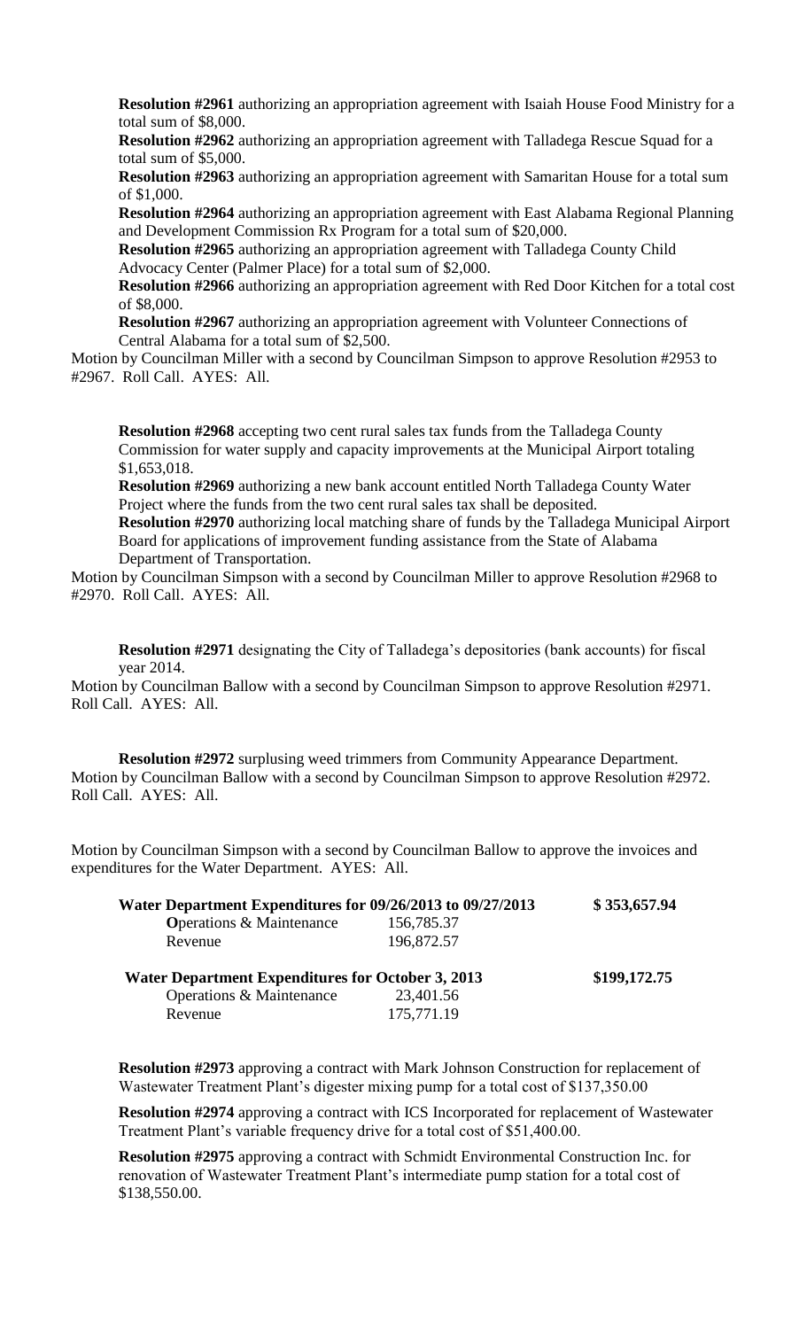**Resolution #2961** authorizing an appropriation agreement with Isaiah House Food Ministry for a total sum of $8,000.

**Resolution #2962** authorizing an appropriation agreement with Talladega Rescue Squad for a total sum of $5,000.

**Resolution #2963** authorizing an appropriation agreement with Samaritan House for a total sum of $1,000.

**Resolution #2964** authorizing an appropriation agreement with East Alabama Regional Planning and Development Commission Rx Program for a total sum of $20,000.

**Resolution #2965** authorizing an appropriation agreement with Talladega County Child Advocacy Center (Palmer Place) for a total sum of $2,000.

**Resolution #2966** authorizing an appropriation agreement with Red Door Kitchen for a total cost of $8,000.

**Resolution #2967** authorizing an appropriation agreement with Volunteer Connections of Central Alabama for a total sum of $2,500.

Motion by Councilman Miller with a second by Councilman Simpson to approve Resolution #2953 to #2967. Roll Call. AYES: All.

**Resolution #2968** accepting two cent rural sales tax funds from the Talladega County Commission for water supply and capacity improvements at the Municipal Airport totaling $1,653,018.

**Resolution #2969** authorizing a new bank account entitled North Talladega County Water Project where the funds from the two cent rural sales tax shall be deposited.

**Resolution #2970** authorizing local matching share of funds by the Talladega Municipal Airport Board for applications of improvement funding assistance from the State of Alabama Department of Transportation.

Motion by Councilman Simpson with a second by Councilman Miller to approve Resolution #2968 to #2970. Roll Call. AYES: All.

**Resolution #2971** designating the City of Talladega's depositories (bank accounts) for fiscal year 2014.

Motion by Councilman Ballow with a second by Councilman Simpson to approve Resolution #2971. Roll Call. AYES: All.

**Resolution #2972** surplusing weed trimmers from Community Appearance Department.

Motion by Councilman Ballow with a second by Councilman Simpson to approve Resolution #2972. Roll Call. AYES: All.

Motion by Councilman Simpson with a second by Councilman Ballow to approve the invoices and expenditures for the Water Department. AYES: All.

| **Water Department Expenditures for 09/26/2013 to 09/27/2013** | | **$ 353,657.94** |
|---|---|---|
| **O**perations & Maintenance | 156,785.37 | |
| Revenue | 196,872.57 | |
| **Water Department Expenditures for October 3, 2013** | | **$199,172.75** |
| Operations & Maintenance | 23,401.56 | |
| Revenue | 175,771.19 | |

**Resolution #2973** approving a contract with Mark Johnson Construction for replacement of Wastewater Treatment Plant's digester mixing pump for a total cost of $137,350.00

**Resolution #2974** approving a contract with ICS Incorporated for replacement of Wastewater Treatment Plant's variable frequency drive for a total cost of $51,400.00.

**Resolution #2975** approving a contract with Schmidt Environmental Construction Inc. for renovation of Wastewater Treatment Plant's intermediate pump station for a total cost of $138,550.00.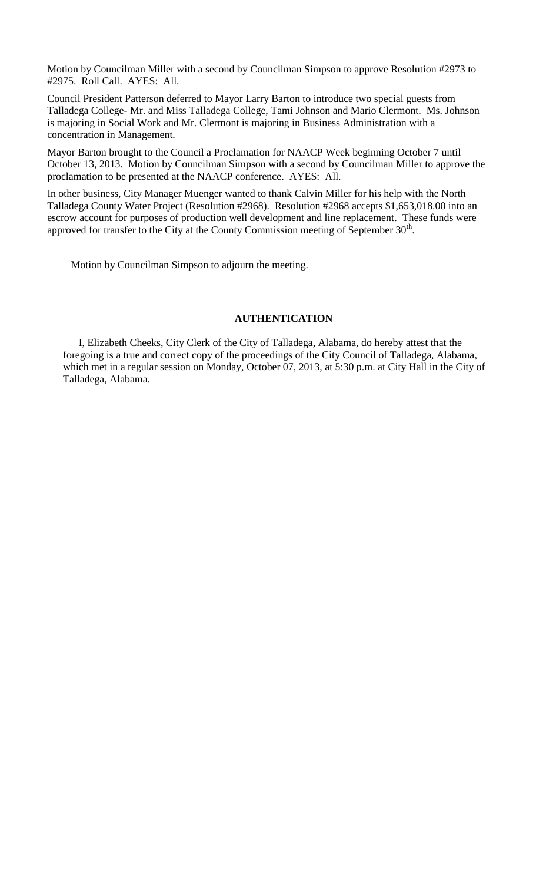Motion by Councilman Miller with a second by Councilman Simpson to approve Resolution #2973 to #2975. Roll Call. AYES: All.

Council President Patterson deferred to Mayor Larry Barton to introduce two special guests from Talladega College- Mr. and Miss Talladega College, Tami Johnson and Mario Clermont. Ms. Johnson is majoring in Social Work and Mr. Clermont is majoring in Business Administration with a concentration in Management.

Mayor Barton brought to the Council a Proclamation for NAACP Week beginning October 7 until October 13, 2013. Motion by Councilman Simpson with a second by Councilman Miller to approve the proclamation to be presented at the NAACP conference. AYES: All.

In other business, City Manager Muenger wanted to thank Calvin Miller for his help with the North Talladega County Water Project (Resolution #2968). Resolution #2968 accepts $1,653,018.00 into an escrow account for purposes of production well development and line replacement. These funds were approved for transfer to the City at the County Commission meeting of September 30th.

Motion by Councilman Simpson to adjourn the meeting.

**AUTHENTICATION**

I, Elizabeth Cheeks, City Clerk of the City of Talladega, Alabama, do hereby attest that the foregoing is a true and correct copy of the proceedings of the City Council of Talladega, Alabama, which met in a regular session on Monday, October 07, 2013, at 5:30 p.m. at City Hall in the City of Talladega, Alabama.